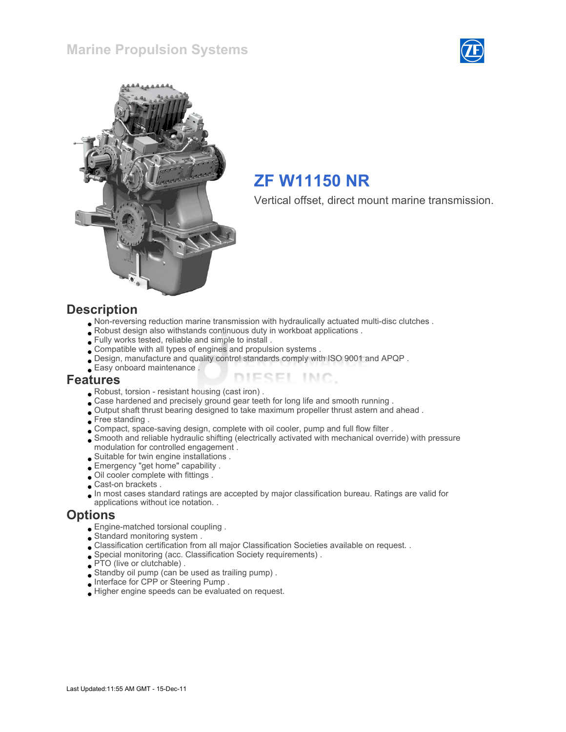# Marine Propulsion Systems

## ZF W11150 NR

Vertical offset, direct mount marine transmission.

## Description

- Non-reversing reduction marine transmission with hydraulically actuated multi-disc clutches .
- Robust design also withstands continuous duty in workboat applications .
- Fully works tested, reliable and simple to install .
- Compatible with all types of engines and propulsion systems .
- Design, manufacture and quality control standards comply with ISO 9001 and APQP .
- Easy onboard maintenance .

## Features

- Robust, torsion - resistant housing (cast iron) .
- Case hardened and precisely ground gear teeth for long life and smooth running .
- Output shaft thrust bearing designed to take maximum propeller thrust astern and ahead .
- Free standing .
- Compact, space-saving design, complete with oil cooler, pump and full flow filter .
- Smooth and reliable hydraulic shifting (electrically activated with mechanical override) with pressure modulation for controlled engagement .
- Suitable for twin engine installations .
- Emergency "get home" capability .
- Oil cooler complete with fittings .
- Cast-on brackets .
- In most cases standard ratings are accepted by major classification bureau. Ratings are valid for applications without ice notation. .

## Options

- Engine-matched torsional coupling .
- Standard monitoring system .
- Classification certification from all major Classification Societies available on request. .
- Special monitoring (acc. Classification Society requirements) .
- PTO (live or clutchable) .
- Standby oil pump (can be used as trailing pump) .
- Interface for CPP or Steering Pump .
- Higher engine speeds can be evaluated on request.

Last Updated:11:55 AM GMT - 15-Dec-11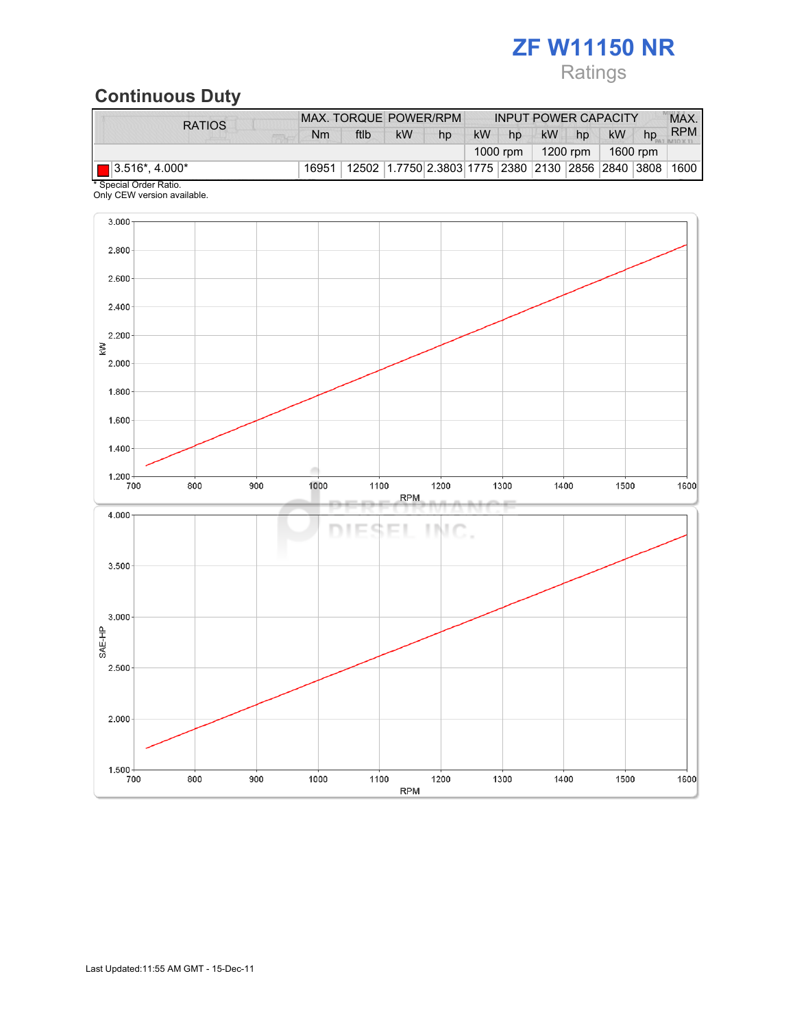# ZF W11150 NR

Ratings

## Continuous Duty

| RATIOS | MAX. TORQUE | | POWER/RPM | | INPUT POWER CAPACITY | | | | | | MAX. RPM |
|---|---|---|---|---|---|---|---|---|---|---|---|
| | Nm | ftlb | kW | hp | kW | hp | kW | hp | kW | hp | |
| | | | | | 1000 rpm | | 1200 rpm | | 1600 rpm | | |
| 3.516*, 4.000* | 16951 | 12502 | 1.7750 | 2.3803 | 1775 | 2380 | 2130 | 2856 | 2840 | 3808 | 1600 |

\* Special Order Ratio.
Only CEW version available.

Last Updated:11:55 AM GMT - 15-Dec-11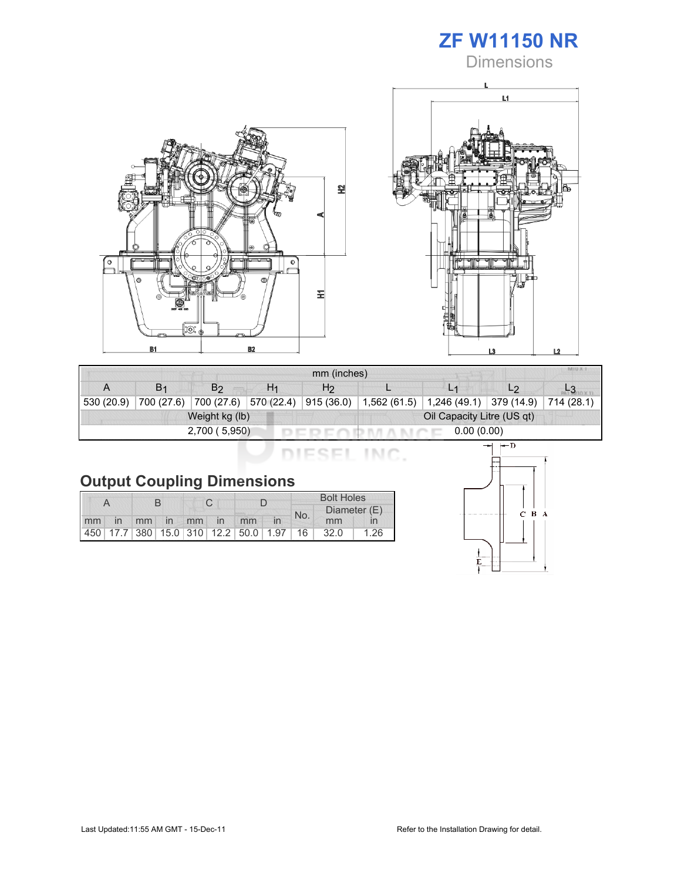# ZF W11150 NR

## Dimensions

| mm (inches) | | | | | | | | |
|---|---|---|---|---|---|---|---|---|
| A | $B_1$ | $B_2$ | $H_1$ | $H_2$ | L | $L_1$ | $L_2$ | $L_3$ |
| 530 (20.9) | 700 (27.6) | 700 (27.6) | 570 (22.4) | 915 (36.0) | 1,562 (61.5) | 1,246 (49.1) | 379 (14.9) | 714 (28.1) |

| Weight kg (lb) | Oil Capacity Litre (US qt) |
|---|---|
| 2,700 ( 5,950) | 0.00 (0.00) |

## Output Coupling Dimensions

| A | | B | | C | | D | | Bolt Holes | | |
|---|---|---|---|---|---|---|---|---|---|---|
| | | | | | | | | No. | Diameter (E) | |
| mm | in | mm | in | mm | in | mm | in | | mm | in |
| 450 | 17.7 | 380 | 15.0 | 310 | 12.2 | 50.0 | 1.97 | 16 | 32.0 | 1.26 |

Last Updated:11:55 AM GMT - 15-Dec-11

Refer to the Installation Drawing for detail.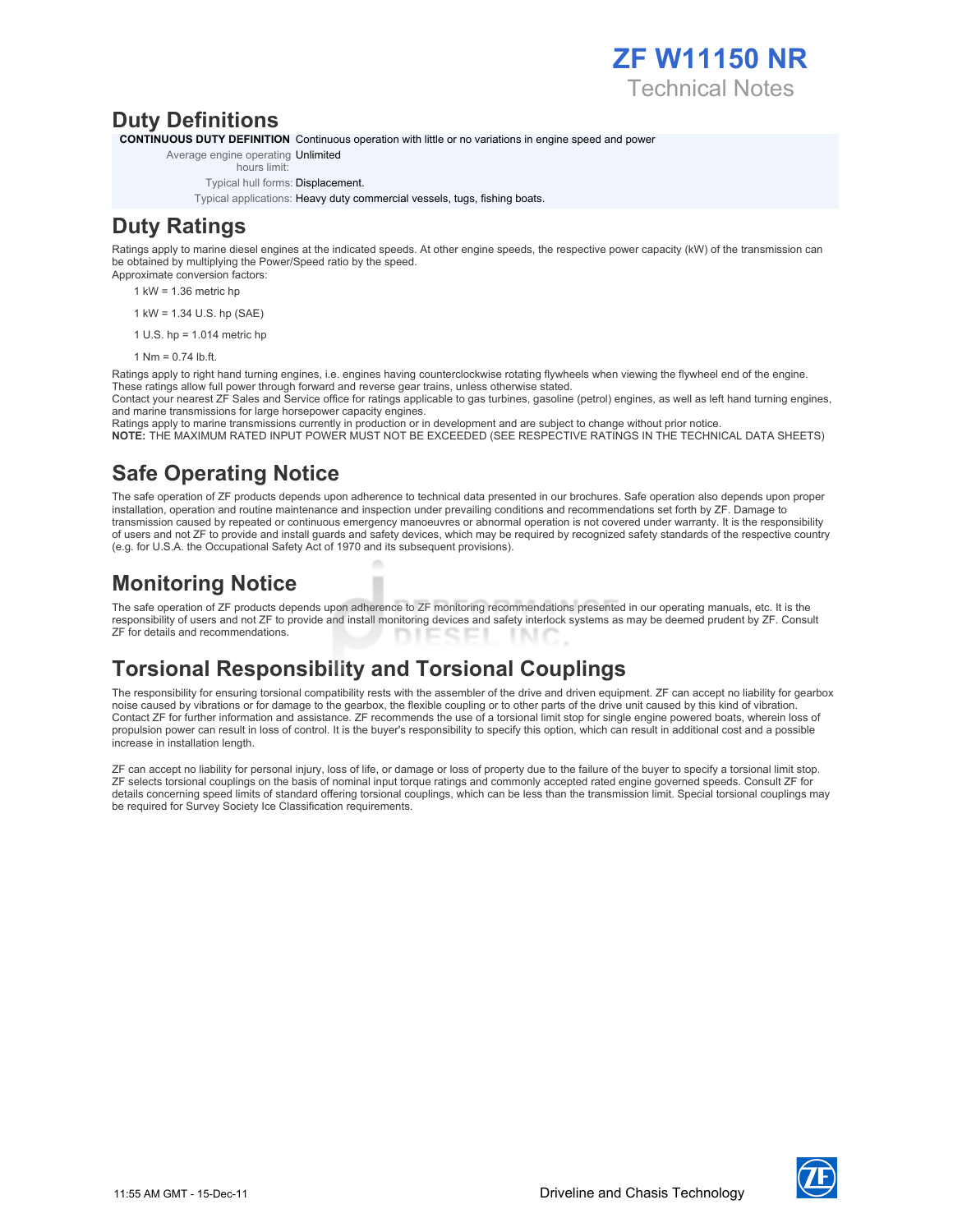# ZF W11150 NR

Technical Notes

## Duty Definitions

| | |
|---|---|
| **CONTINUOUS DUTY DEFINITION** | Continuous operation with little or no variations in engine speed and power |
| Average engine operating hours limit: | Unlimited |
| Typical hull forms: | Displacement. |
| Typical applications: | Heavy duty commercial vessels, tugs, fishing boats. |

## Duty Ratings

Ratings apply to marine diesel engines at the indicated speeds. At other engine speeds, the respective power capacity (kW) of the transmission can be obtained by multiplying the Power/Speed ratio by the speed.
Approximate conversion factors:

1 kW = 1.36 metric hp

1 kW = 1.34 U.S. hp (SAE)

1 U.S. hp = 1.014 metric hp

1 Nm = 0.74 lb.ft.

Ratings apply to right hand turning engines, i.e. engines having counterclockwise rotating flywheels when viewing the flywheel end of the engine. These ratings allow full power through forward and reverse gear trains, unless otherwise stated.
Contact your nearest ZF Sales and Service office for ratings applicable to gas turbines, gasoline (petrol) engines, as well as left hand turning engines, and marine transmissions for large horsepower capacity engines.
Ratings apply to marine transmissions currently in production or in development and are subject to change without prior notice.
**NOTE:** THE MAXIMUM RATED INPUT POWER MUST NOT BE EXCEEDED (SEE RESPECTIVE RATINGS IN THE TECHNICAL DATA SHEETS)

## Safe Operating Notice

The safe operation of ZF products depends upon adherence to technical data presented in our brochures. Safe operation also depends upon proper installation, operation and routine maintenance and inspection under prevailing conditions and recommendations set forth by ZF. Damage to transmission caused by repeated or continuous emergency manoeuvres or abnormal operation is not covered under warranty. It is the responsibility of users and not ZF to provide and install guards and safety devices, which may be required by recognized safety standards of the respective country (e.g. for U.S.A. the Occupational Safety Act of 1970 and its subsequent provisions).

## Monitoring Notice

The safe operation of ZF products depends upon adherence to ZF monitoring recommendations presented in our operating manuals, etc. It is the responsibility of users and not ZF to provide and install monitoring devices and safety interlock systems as may be deemed prudent by ZF. Consult ZF for details and recommendations.

## Torsional Responsibility and Torsional Couplings

The responsibility for ensuring torsional compatibility rests with the assembler of the drive and driven equipment. ZF can accept no liability for gearbox noise caused by vibrations or for damage to the gearbox, the flexible coupling or to other parts of the drive unit caused by this kind of vibration. Contact ZF for further information and assistance. ZF recommends the use of a torsional limit stop for single engine powered boats, wherein loss of propulsion power can result in loss of control. It is the buyer's responsibility to specify this option, which can result in additional cost and a possible increase in installation length.

ZF can accept no liability for personal injury, loss of life, or damage or loss of property due to the failure of the buyer to specify a torsional limit stop. ZF selects torsional couplings on the basis of nominal input torque ratings and commonly accepted rated engine governed speeds. Consult ZF for details concerning speed limits of standard offering torsional couplings, which can be less than the transmission limit. Special torsional couplings may be required for Survey Society Ice Classification requirements.